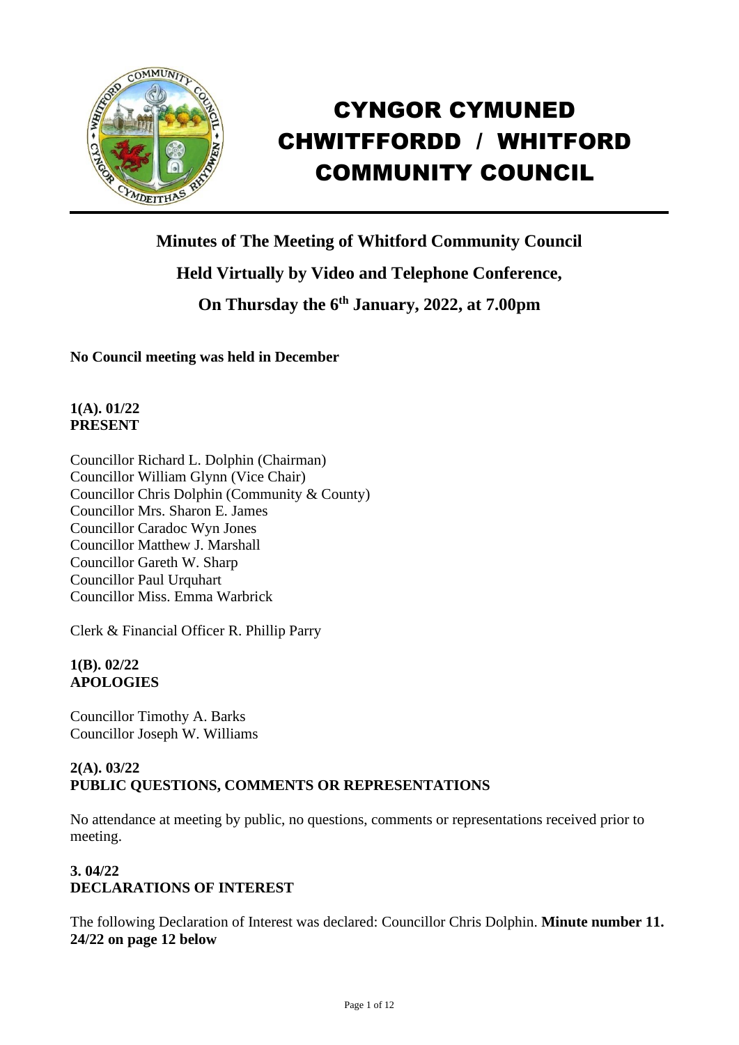# CYNGOR CYMUNED CHWITFFORDD / WHITFORD COMMUNITY COUNCIL

## Minutes of The Meeting of Whitford Community Council

## Held Virtually by Video and Telephone Conference,

## On Thursday the 6th January, 2022, at 7.00pm

**No Council meeting was held in December**

**1(A). 01/22**
**PRESENT**

Councillor Richard L. Dolphin (Chairman)
Councillor William Glynn (Vice Chair)
Councillor Chris Dolphin (Community & County)
Councillor Mrs. Sharon E. James
Councillor Caradoc Wyn Jones
Councillor Matthew J. Marshall
Councillor Gareth W. Sharp
Councillor Paul Urquhart
Councillor Miss. Emma Warbrick

Clerk & Financial Officer R. Phillip Parry

**1(B). 02/22**
**APOLOGIES**

Councillor Timothy A. Barks
Councillor Joseph W. Williams

**2(A). 03/22**
**PUBLIC QUESTIONS, COMMENTS OR REPRESENTATIONS**

No attendance at meeting by public, no questions, comments or representations received prior to meeting.

**3. 04/22**
**DECLARATIONS OF INTEREST**

The following Declaration of Interest was declared: Councillor Chris Dolphin. **Minute number 11. 24/22 on page 12 below**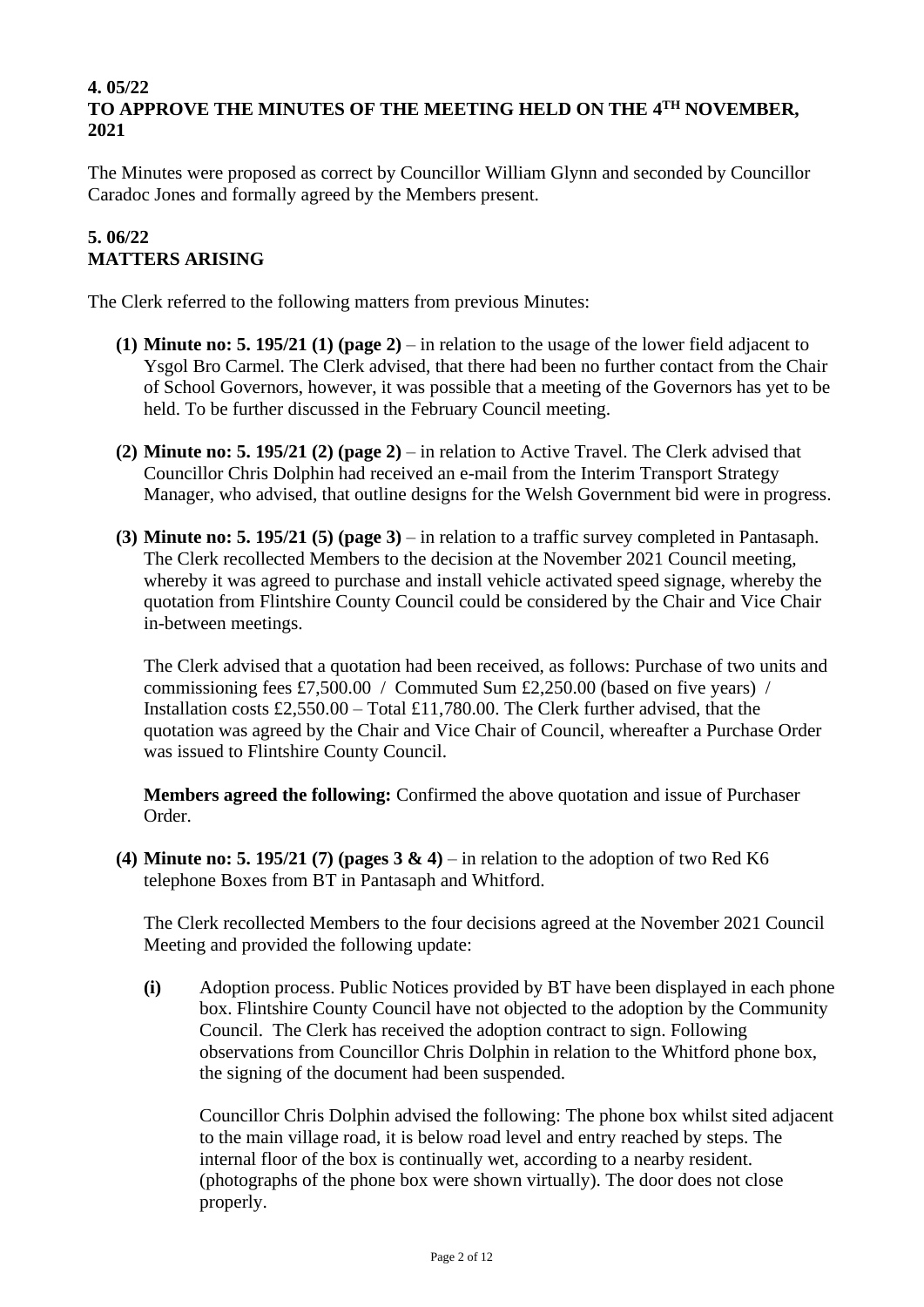**4. 05/22**
**TO APPROVE THE MINUTES OF THE MEETING HELD ON THE 4TH NOVEMBER, 2021**

The Minutes were proposed as correct by Councillor William Glynn and seconded by Councillor Caradoc Jones and formally agreed by the Members present.

**5. 06/22**
**MATTERS ARISING**

The Clerk referred to the following matters from previous Minutes:

**(1) Minute no: 5. 195/21 (1) (page 2)** – in relation to the usage of the lower field adjacent to Ysgol Bro Carmel. The Clerk advised, that there had been no further contact from the Chair of School Governors, however, it was possible that a meeting of the Governors has yet to be held. To be further discussed in the February Council meeting.

**(2) Minute no: 5. 195/21 (2) (page 2)** – in relation to Active Travel. The Clerk advised that Councillor Chris Dolphin had received an e-mail from the Interim Transport Strategy Manager, who advised, that outline designs for the Welsh Government bid were in progress.

**(3) Minute no: 5. 195/21 (5) (page 3)** – in relation to a traffic survey completed in Pantasaph. The Clerk recollected Members to the decision at the November 2021 Council meeting, whereby it was agreed to purchase and install vehicle activated speed signage, whereby the quotation from Flintshire County Council could be considered by the Chair and Vice Chair in-between meetings.

The Clerk advised that a quotation had been received, as follows: Purchase of two units and commissioning fees £7,500.00 / Commuted Sum £2,250.00 (based on five years) / Installation costs £2,550.00 – Total £11,780.00. The Clerk further advised, that the quotation was agreed by the Chair and Vice Chair of Council, whereafter a Purchase Order was issued to Flintshire County Council.

**Members agreed the following:** Confirmed the above quotation and issue of Purchaser Order.

**(4) Minute no: 5. 195/21 (7) (pages 3 & 4)** – in relation to the adoption of two Red K6 telephone Boxes from BT in Pantasaph and Whitford.

The Clerk recollected Members to the four decisions agreed at the November 2021 Council Meeting and provided the following update:

**(i)** Adoption process. Public Notices provided by BT have been displayed in each phone box. Flintshire County Council have not objected to the adoption by the Community Council. The Clerk has received the adoption contract to sign. Following observations from Councillor Chris Dolphin in relation to the Whitford phone box, the signing of the document had been suspended.

Councillor Chris Dolphin advised the following: The phone box whilst sited adjacent to the main village road, it is below road level and entry reached by steps. The internal floor of the box is continually wet, according to a nearby resident. (photographs of the phone box were shown virtually). The door does not close properly.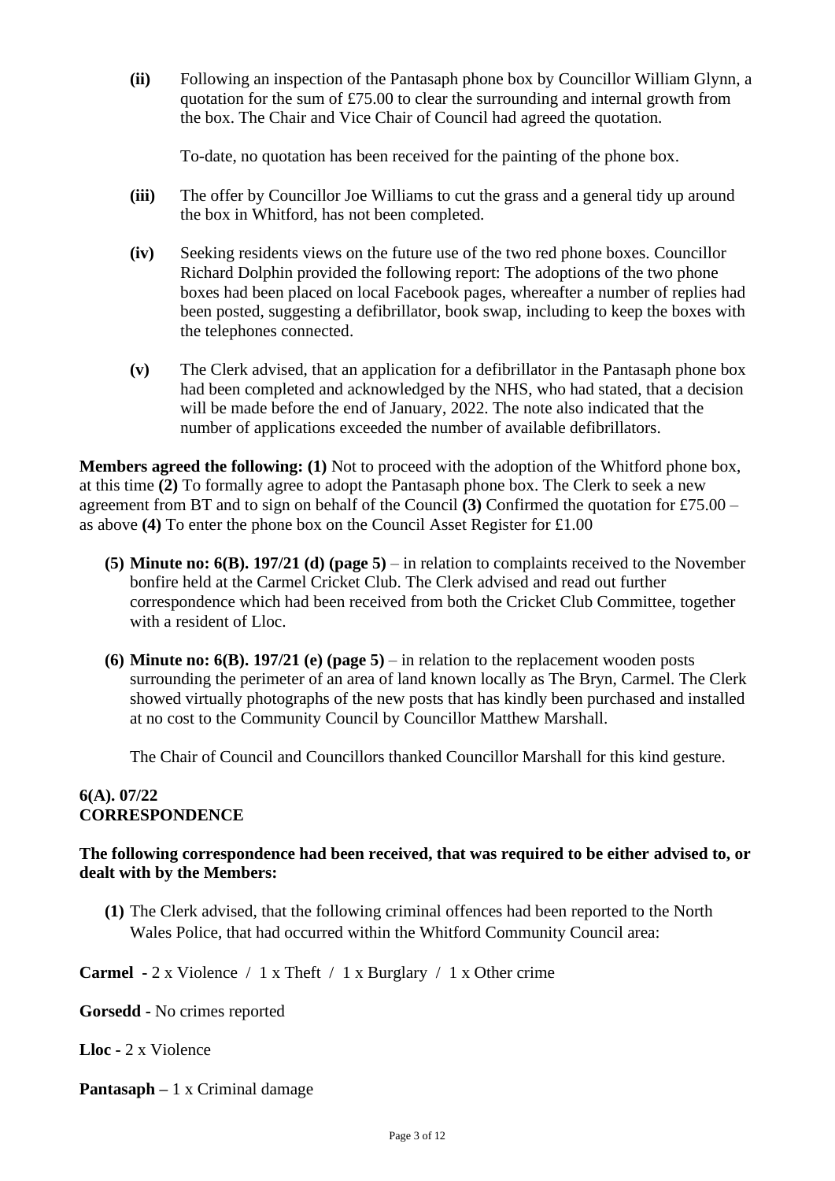**(ii)** Following an inspection of the Pantasaph phone box by Councillor William Glynn, a quotation for the sum of £75.00 to clear the surrounding and internal growth from the box. The Chair and Vice Chair of Council had agreed the quotation.

To-date, no quotation has been received for the painting of the phone box.

**(iii)** The offer by Councillor Joe Williams to cut the grass and a general tidy up around the box in Whitford, has not been completed.

**(iv)** Seeking residents views on the future use of the two red phone boxes. Councillor Richard Dolphin provided the following report: The adoptions of the two phone boxes had been placed on local Facebook pages, whereafter a number of replies had been posted, suggesting a defibrillator, book swap, including to keep the boxes with the telephones connected.

**(v)** The Clerk advised, that an application for a defibrillator in the Pantasaph phone box had been completed and acknowledged by the NHS, who had stated, that a decision will be made before the end of January, 2022. The note also indicated that the number of applications exceeded the number of available defibrillators.

**Members agreed the following: (1)** Not to proceed with the adoption of the Whitford phone box, at this time **(2)** To formally agree to adopt the Pantasaph phone box. The Clerk to seek a new agreement from BT and to sign on behalf of the Council **(3)** Confirmed the quotation for £75.00 – as above **(4)** To enter the phone box on the Council Asset Register for £1.00

**(5) Minute no: 6(B). 197/21 (d) (page 5)** – in relation to complaints received to the November bonfire held at the Carmel Cricket Club. The Clerk advised and read out further correspondence which had been received from both the Cricket Club Committee, together with a resident of Lloc.

**(6) Minute no: 6(B). 197/21 (e) (page 5)** – in relation to the replacement wooden posts surrounding the perimeter of an area of land known locally as The Bryn, Carmel. The Clerk showed virtually photographs of the new posts that has kindly been purchased and installed at no cost to the Community Council by Councillor Matthew Marshall.

The Chair of Council and Councillors thanked Councillor Marshall for this kind gesture.

**6(A). 07/22**
**CORRESPONDENCE**

**The following correspondence had been received, that was required to be either advised to, or dealt with by the Members:**

**(1)** The Clerk advised, that the following criminal offences had been reported to the North Wales Police, that had occurred within the Whitford Community Council area:

**Carmel** - 2 x Violence / 1 x Theft / 1 x Burglary / 1 x Other crime

**Gorsedd** - No crimes reported

**Lloc** - 2 x Violence

**Pantasaph** – 1 x Criminal damage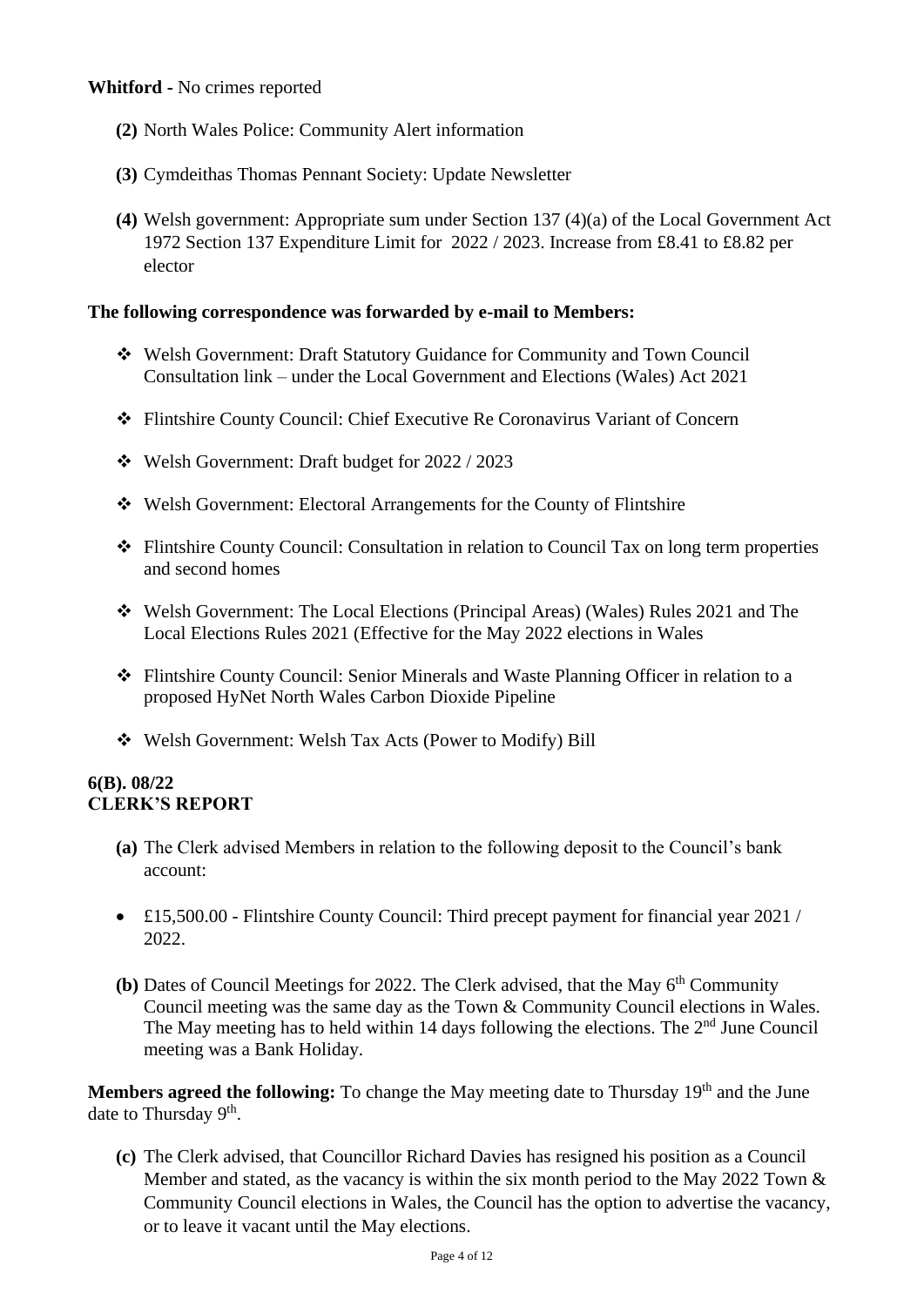**Whitford -** No crimes reported

**(2)** North Wales Police: Community Alert information

**(3)** Cymdeithas Thomas Pennant Society: Update Newsletter

**(4)** Welsh government: Appropriate sum under Section 137 (4)(a) of the Local Government Act 1972 Section 137 Expenditure Limit for 2022 / 2023. Increase from £8.41 to £8.82 per elector

**The following correspondence was forwarded by e-mail to Members:**

- ❖ Welsh Government: Draft Statutory Guidance for Community and Town Council Consultation link – under the Local Government and Elections (Wales) Act 2021
- ❖ Flintshire County Council: Chief Executive Re Coronavirus Variant of Concern
- ❖ Welsh Government: Draft budget for 2022 / 2023
- ❖ Welsh Government: Electoral Arrangements for the County of Flintshire
- ❖ Flintshire County Council: Consultation in relation to Council Tax on long term properties and second homes
- ❖ Welsh Government: The Local Elections (Principal Areas) (Wales) Rules 2021 and The Local Elections Rules 2021 (Effective for the May 2022 elections in Wales
- ❖ Flintshire County Council: Senior Minerals and Waste Planning Officer in relation to a proposed HyNet North Wales Carbon Dioxide Pipeline
- ❖ Welsh Government: Welsh Tax Acts (Power to Modify) Bill

**6(B). 08/22**
**CLERK'S REPORT**

**(a)** The Clerk advised Members in relation to the following deposit to the Council's bank account:

- £15,500.00 - Flintshire County Council: Third precept payment for financial year 2021 / 2022.

**(b)** Dates of Council Meetings for 2022. The Clerk advised, that the May 6th Community Council meeting was the same day as the Town & Community Council elections in Wales. The May meeting has to held within 14 days following the elections. The 2nd June Council meeting was a Bank Holiday.

**Members agreed the following:** To change the May meeting date to Thursday 19th and the June date to Thursday 9th.

**(c)** The Clerk advised, that Councillor Richard Davies has resigned his position as a Council Member and stated, as the vacancy is within the six month period to the May 2022 Town & Community Council elections in Wales, the Council has the option to advertise the vacancy, or to leave it vacant until the May elections.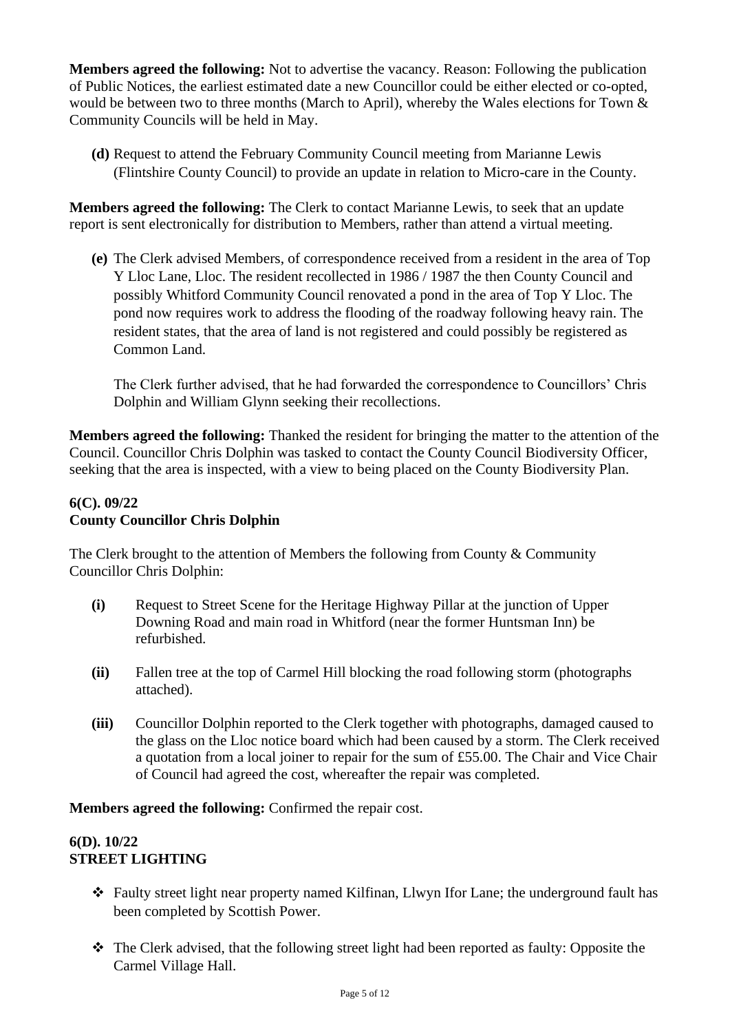**Members agreed the following:** Not to advertise the vacancy. Reason: Following the publication of Public Notices, the earliest estimated date a new Councillor could be either elected or co-opted, would be between two to three months (March to April), whereby the Wales elections for Town & Community Councils will be held in May.

**(d)** Request to attend the February Community Council meeting from Marianne Lewis (Flintshire County Council) to provide an update in relation to Micro-care in the County.

**Members agreed the following:** The Clerk to contact Marianne Lewis, to seek that an update report is sent electronically for distribution to Members, rather than attend a virtual meeting.

**(e)** The Clerk advised Members, of correspondence received from a resident in the area of Top Y Lloc Lane, Lloc. The resident recollected in 1986 / 1987 the then County Council and possibly Whitford Community Council renovated a pond in the area of Top Y Lloc. The pond now requires work to address the flooding of the roadway following heavy rain. The resident states, that the area of land is not registered and could possibly be registered as Common Land.

The Clerk further advised, that he had forwarded the correspondence to Councillors' Chris Dolphin and William Glynn seeking their recollections.

**Members agreed the following:** Thanked the resident for bringing the matter to the attention of the Council. Councillor Chris Dolphin was tasked to contact the County Council Biodiversity Officer, seeking that the area is inspected, with a view to being placed on the County Biodiversity Plan.

**6(C). 09/22**
**County Councillor Chris Dolphin**

The Clerk brought to the attention of Members the following from County & Community Councillor Chris Dolphin:

**(i)** Request to Street Scene for the Heritage Highway Pillar at the junction of Upper Downing Road and main road in Whitford (near the former Huntsman Inn) be refurbished.

**(ii)** Fallen tree at the top of Carmel Hill blocking the road following storm (photographs attached).

**(iii)** Councillor Dolphin reported to the Clerk together with photographs, damaged caused to the glass on the Lloc notice board which had been caused by a storm. The Clerk received a quotation from a local joiner to repair for the sum of £55.00. The Chair and Vice Chair of Council had agreed the cost, whereafter the repair was completed.

**Members agreed the following:** Confirmed the repair cost.

**6(D). 10/22**
**STREET LIGHTING**

- Faulty street light near property named Kilfinan, Llwyn Ifor Lane; the underground fault has been completed by Scottish Power.
- The Clerk advised, that the following street light had been reported as faulty: Opposite the Carmel Village Hall.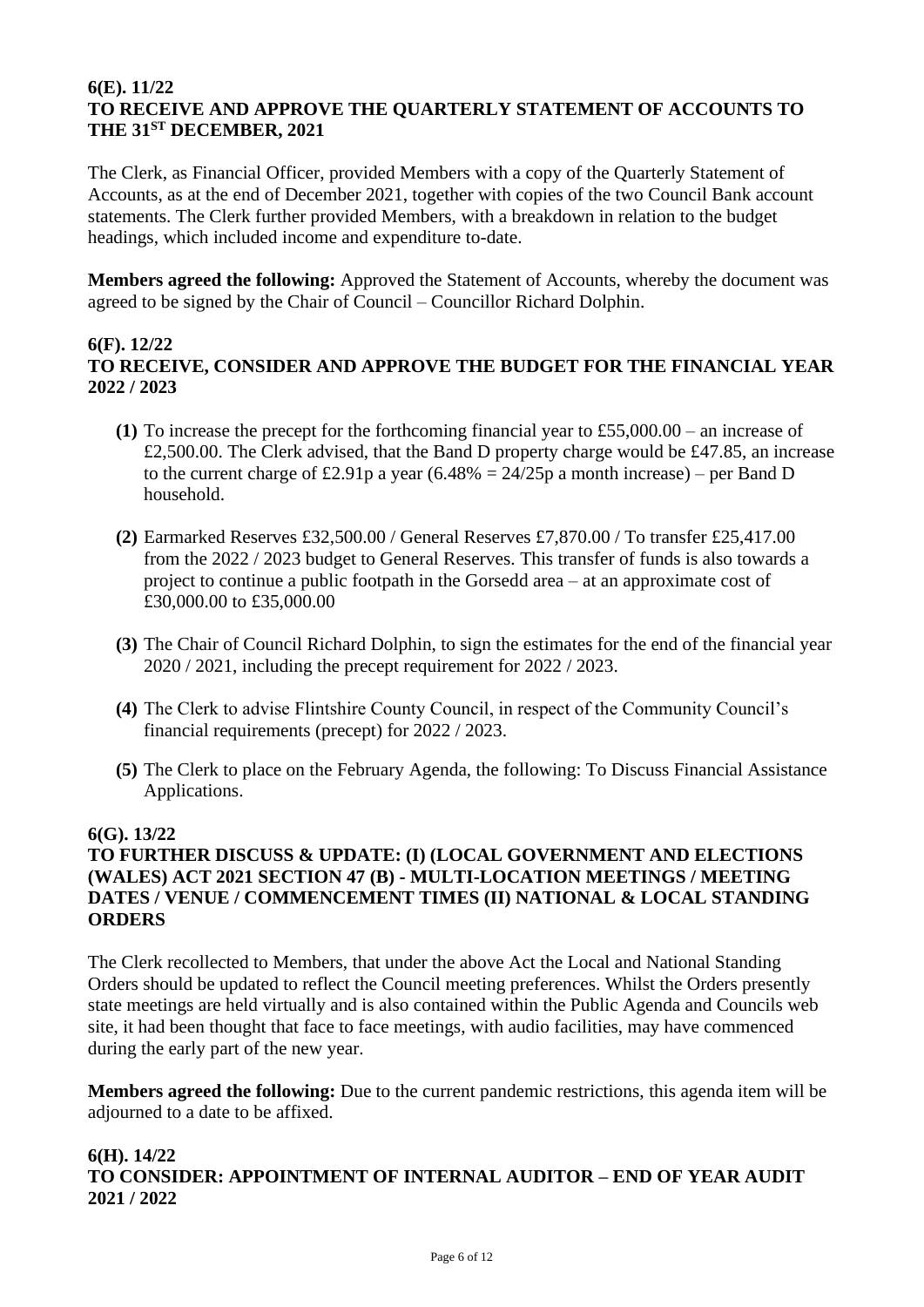**6(E). 11/22**
**TO RECEIVE AND APPROVE THE QUARTERLY STATEMENT OF ACCOUNTS TO THE 31ST DECEMBER, 2021**

The Clerk, as Financial Officer, provided Members with a copy of the Quarterly Statement of Accounts, as at the end of December 2021, together with copies of the two Council Bank account statements. The Clerk further provided Members, with a breakdown in relation to the budget headings, which included income and expenditure to-date.

**Members agreed the following:** Approved the Statement of Accounts, whereby the document was agreed to be signed by the Chair of Council – Councillor Richard Dolphin.

**6(F). 12/22**
**TO RECEIVE, CONSIDER AND APPROVE THE BUDGET FOR THE FINANCIAL YEAR 2022 / 2023**

**(1)** To increase the precept for the forthcoming financial year to £55,000.00 – an increase of £2,500.00. The Clerk advised, that the Band D property charge would be £47.85, an increase to the current charge of £2.91p a year (6.48% = 24/25p a month increase) – per Band D household.

**(2)** Earmarked Reserves £32,500.00 / General Reserves £7,870.00 / To transfer £25,417.00 from the 2022 / 2023 budget to General Reserves. This transfer of funds is also towards a project to continue a public footpath in the Gorsedd area – at an approximate cost of £30,000.00 to £35,000.00

**(3)** The Chair of Council Richard Dolphin, to sign the estimates for the end of the financial year 2020 / 2021, including the precept requirement for 2022 / 2023.

**(4)** The Clerk to advise Flintshire County Council, in respect of the Community Council's financial requirements (precept) for 2022 / 2023.

**(5)** The Clerk to place on the February Agenda, the following: To Discuss Financial Assistance Applications.

**6(G). 13/22**
**TO FURTHER DISCUSS & UPDATE: (I) (LOCAL GOVERNMENT AND ELECTIONS (WALES) ACT 2021 SECTION 47 (B) - MULTI-LOCATION MEETINGS / MEETING DATES / VENUE / COMMENCEMENT TIMES (II) NATIONAL & LOCAL STANDING ORDERS**

The Clerk recollected to Members, that under the above Act the Local and National Standing Orders should be updated to reflect the Council meeting preferences. Whilst the Orders presently state meetings are held virtually and is also contained within the Public Agenda and Councils web site, it had been thought that face to face meetings, with audio facilities, may have commenced during the early part of the new year.

**Members agreed the following:** Due to the current pandemic restrictions, this agenda item will be adjourned to a date to be affixed.

**6(H). 14/22**
**TO CONSIDER: APPOINTMENT OF INTERNAL AUDITOR – END OF YEAR AUDIT 2021 / 2022**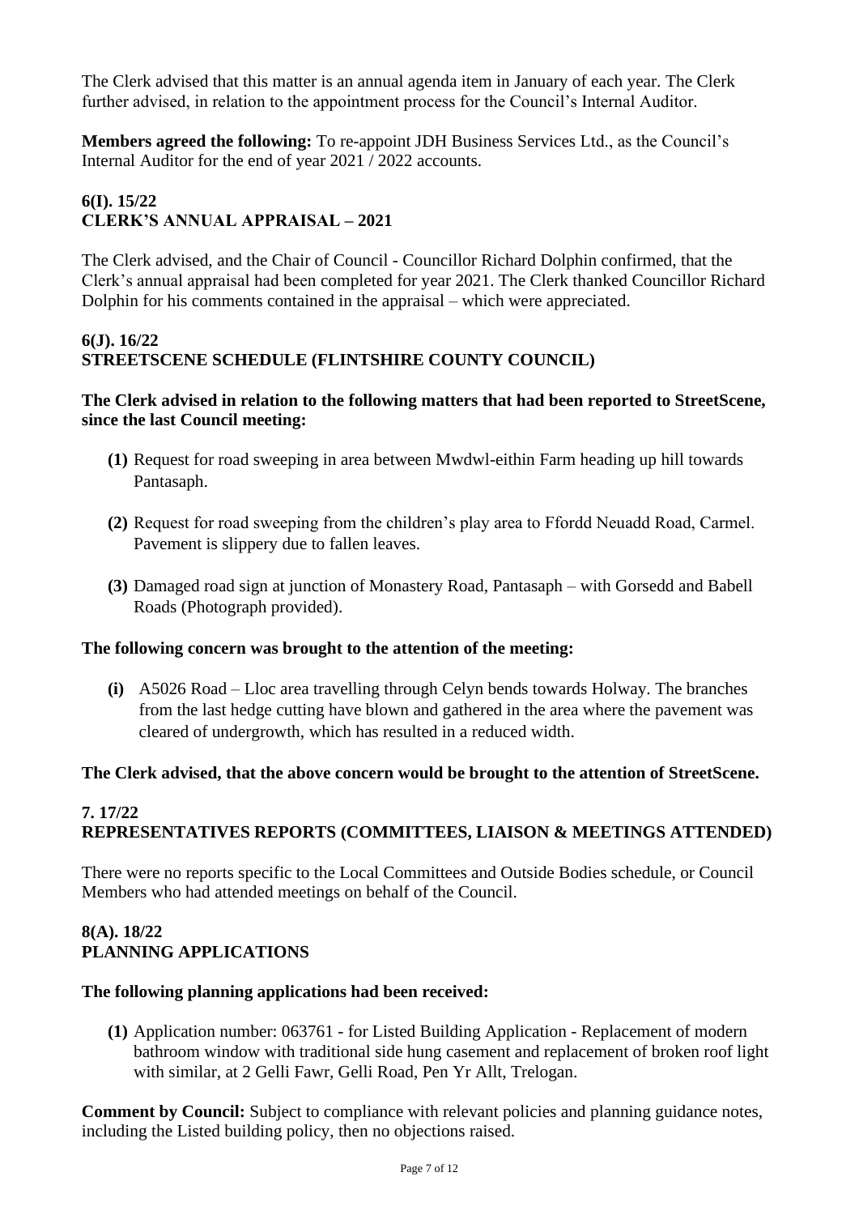The Clerk advised that this matter is an annual agenda item in January of each year. The Clerk further advised, in relation to the appointment process for the Council's Internal Auditor.

**Members agreed the following:** To re-appoint JDH Business Services Ltd., as the Council's Internal Auditor for the end of year 2021 / 2022 accounts.

### 6(I). 15/22
### CLERK'S ANNUAL APPRAISAL – 2021

The Clerk advised, and the Chair of Council - Councillor Richard Dolphin confirmed, that the Clerk's annual appraisal had been completed for year 2021. The Clerk thanked Councillor Richard Dolphin for his comments contained in the appraisal – which were appreciated.

### 6(J). 16/22
### STREETSCENE SCHEDULE (FLINTSHIRE COUNTY COUNCIL)

**The Clerk advised in relation to the following matters that had been reported to StreetScene, since the last Council meeting:**

- **(1)** Request for road sweeping in area between Mwdwl-eithin Farm heading up hill towards Pantasaph.
- **(2)** Request for road sweeping from the children's play area to Ffordd Neuadd Road, Carmel. Pavement is slippery due to fallen leaves.
- **(3)** Damaged road sign at junction of Monastery Road, Pantasaph – with Gorsedd and Babell Roads (Photograph provided).

**The following concern was brought to the attention of the meeting:**

- **(i)** A5026 Road – Lloc area travelling through Celyn bends towards Holway. The branches from the last hedge cutting have blown and gathered in the area where the pavement was cleared of undergrowth, which has resulted in a reduced width.

**The Clerk advised, that the above concern would be brought to the attention of StreetScene.**

### 7. 17/22
### REPRESENTATIVES REPORTS (COMMITTEES, LIAISON & MEETINGS ATTENDED)

There were no reports specific to the Local Committees and Outside Bodies schedule, or Council Members who had attended meetings on behalf of the Council.

### 8(A). 18/22
### PLANNING APPLICATIONS

**The following planning applications had been received:**

- **(1)** Application number: 063761 - for Listed Building Application - Replacement of modern bathroom window with traditional side hung casement and replacement of broken roof light with similar, at 2 Gelli Fawr, Gelli Road, Pen Yr Allt, Trelogan.

**Comment by Council:** Subject to compliance with relevant policies and planning guidance notes, including the Listed building policy, then no objections raised.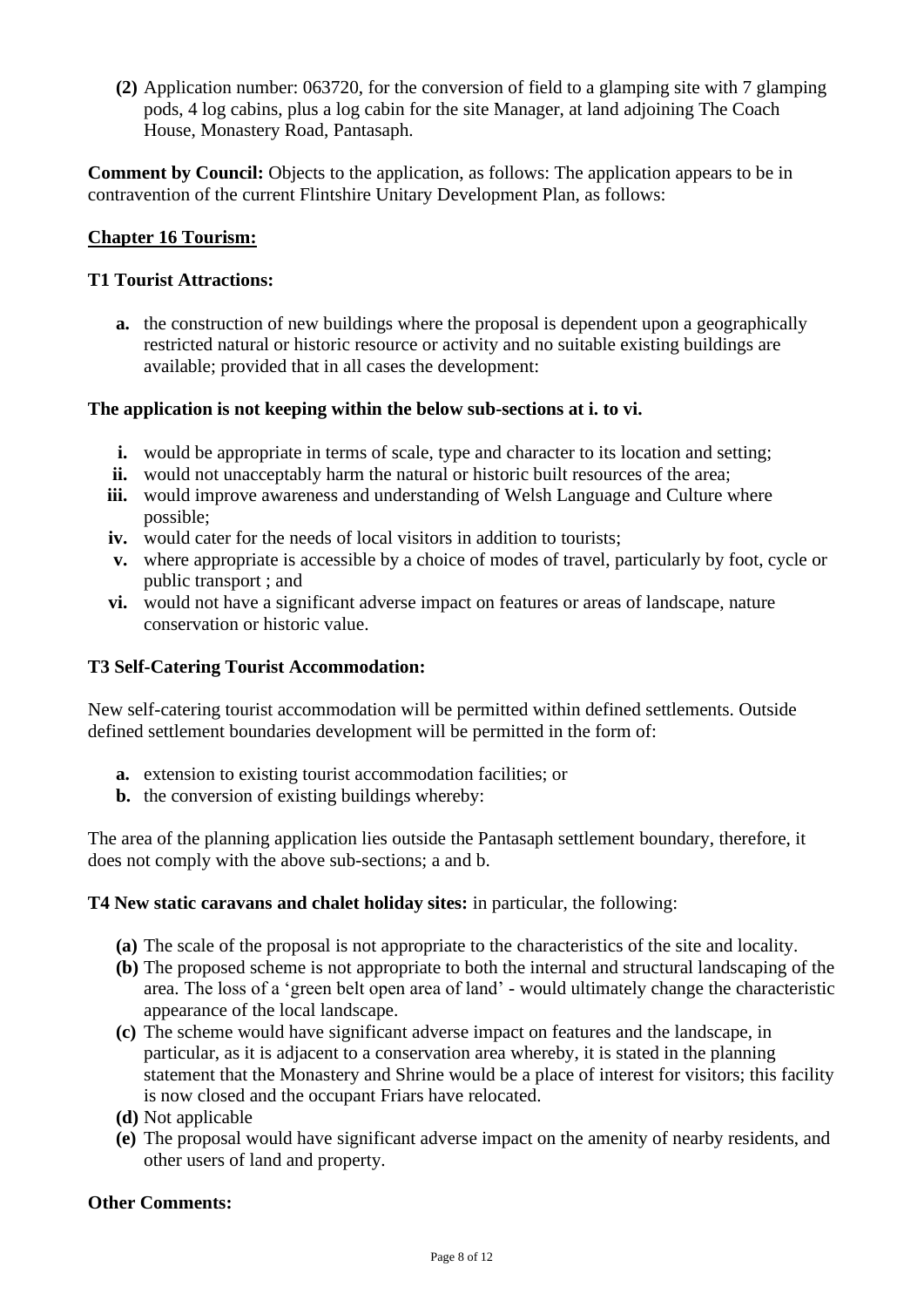**(2)** Application number: 063720, for the conversion of field to a glamping site with 7 glamping pods, 4 log cabins, plus a log cabin for the site Manager, at land adjoining The Coach House, Monastery Road, Pantasaph.

**Comment by Council:** Objects to the application, as follows: The application appears to be in contravention of the current Flintshire Unitary Development Plan, as follows:

**Chapter 16 Tourism:**

**T1 Tourist Attractions:**

**a.** the construction of new buildings where the proposal is dependent upon a geographically restricted natural or historic resource or activity and no suitable existing buildings are available; provided that in all cases the development:

**The application is not keeping within the below sub-sections at i. to vi.**

- **i.** would be appropriate in terms of scale, type and character to its location and setting;
- **ii.** would not unacceptably harm the natural or historic built resources of the area;
- **iii.** would improve awareness and understanding of Welsh Language and Culture where possible;
- **iv.** would cater for the needs of local visitors in addition to tourists;
- **v.** where appropriate is accessible by a choice of modes of travel, particularly by foot, cycle or public transport ; and
- **vi.** would not have a significant adverse impact on features or areas of landscape, nature conservation or historic value.

**T3 Self-Catering Tourist Accommodation:**

New self-catering tourist accommodation will be permitted within defined settlements. Outside defined settlement boundaries development will be permitted in the form of:

- **a.** extension to existing tourist accommodation facilities; or
- **b.** the conversion of existing buildings whereby:

The area of the planning application lies outside the Pantasaph settlement boundary, therefore, it does not comply with the above sub-sections; a and b.

**T4 New static caravans and chalet holiday sites:** in particular, the following:

- **(a)** The scale of the proposal is not appropriate to the characteristics of the site and locality.
- **(b)** The proposed scheme is not appropriate to both the internal and structural landscaping of the area. The loss of a 'green belt open area of land' - would ultimately change the characteristic appearance of the local landscape.
- **(c)** The scheme would have significant adverse impact on features and the landscape, in particular, as it is adjacent to a conservation area whereby, it is stated in the planning statement that the Monastery and Shrine would be a place of interest for visitors; this facility is now closed and the occupant Friars have relocated.
- **(d)** Not applicable
- **(e)** The proposal would have significant adverse impact on the amenity of nearby residents, and other users of land and property.

**Other Comments:**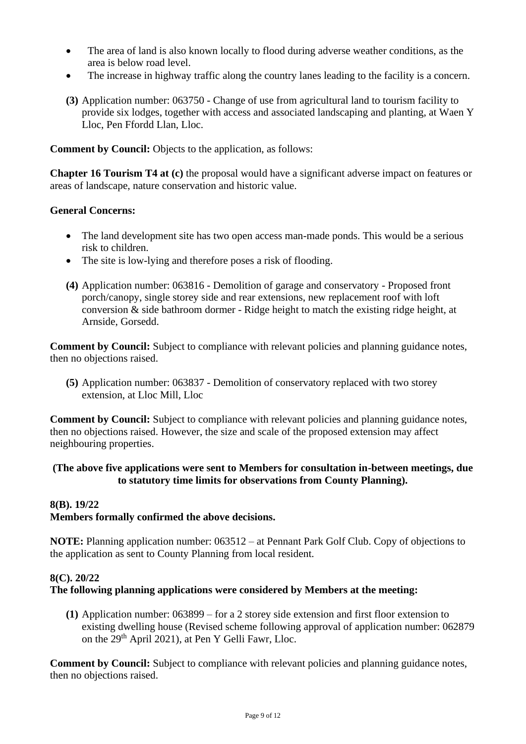- The area of land is also known locally to flood during adverse weather conditions, as the area is below road level.
- The increase in highway traffic along the country lanes leading to the facility is a concern.

**(3)** Application number: 063750 - Change of use from agricultural land to tourism facility to provide six lodges, together with access and associated landscaping and planting, at Waen Y Lloc, Pen Ffordd Llan, Lloc.

**Comment by Council:** Objects to the application, as follows:

**Chapter 16 Tourism T4 at (c)** the proposal would have a significant adverse impact on features or areas of landscape, nature conservation and historic value.

**General Concerns:**

- The land development site has two open access man-made ponds. This would be a serious risk to children.
- The site is low-lying and therefore poses a risk of flooding.

**(4)** Application number: 063816 - Demolition of garage and conservatory - Proposed front porch/canopy, single storey side and rear extensions, new replacement roof with loft conversion & side bathroom dormer - Ridge height to match the existing ridge height, at Arnside, Gorsedd.

**Comment by Council:** Subject to compliance with relevant policies and planning guidance notes, then no objections raised.

**(5)** Application number: 063837 - Demolition of conservatory replaced with two storey extension, at Lloc Mill, Lloc

**Comment by Council:** Subject to compliance with relevant policies and planning guidance notes, then no objections raised. However, the size and scale of the proposed extension may affect neighbouring properties.

**(The above five applications were sent to Members for consultation in-between meetings, due to statutory time limits for observations from County Planning).**

**8(B). 19/22**
**Members formally confirmed the above decisions.**

**NOTE:** Planning application number: 063512 – at Pennant Park Golf Club. Copy of objections to the application as sent to County Planning from local resident.

**8(C). 20/22**
**The following planning applications were considered by Members at the meeting:**

**(1)** Application number: 063899 – for a 2 storey side extension and first floor extension to existing dwelling house (Revised scheme following approval of application number: 062879 on the 29th April 2021), at Pen Y Gelli Fawr, Lloc.

**Comment by Council:** Subject to compliance with relevant policies and planning guidance notes, then no objections raised.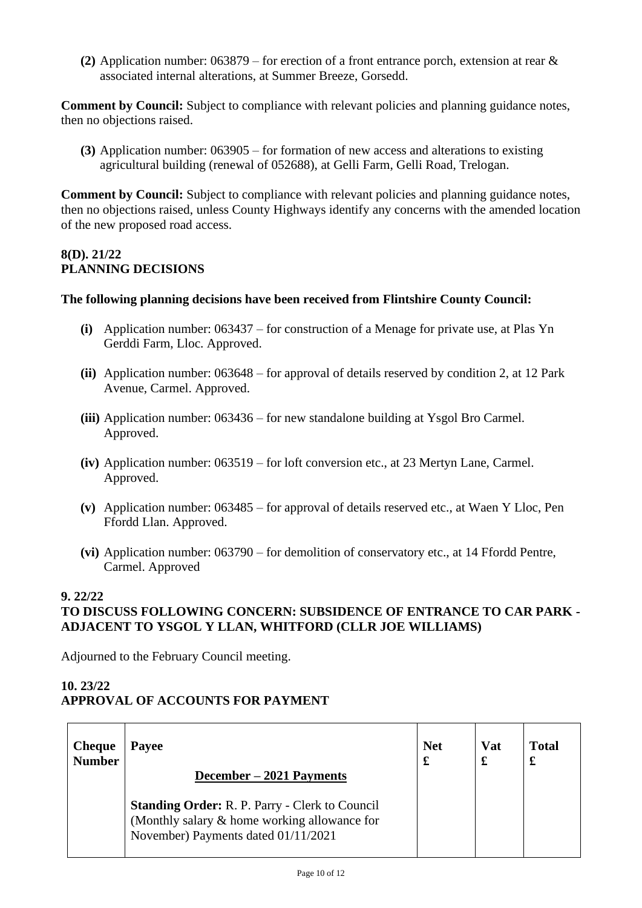**(2)** Application number: 063879 – for erection of a front entrance porch, extension at rear & associated internal alterations, at Summer Breeze, Gorsedd.

**Comment by Council:** Subject to compliance with relevant policies and planning guidance notes, then no objections raised.

**(3)** Application number: 063905 – for formation of new access and alterations to existing agricultural building (renewal of 052688), at Gelli Farm, Gelli Road, Trelogan.

**Comment by Council:** Subject to compliance with relevant policies and planning guidance notes, then no objections raised, unless County Highways identify any concerns with the amended location of the new proposed road access.

## 8(D). 21/22
## PLANNING DECISIONS

**The following planning decisions have been received from Flintshire County Council:**

- **(i)** Application number: 063437 – for construction of a Menage for private use, at Plas Yn Gerddi Farm, Lloc. Approved.
- **(ii)** Application number: 063648 – for approval of details reserved by condition 2, at 12 Park Avenue, Carmel. Approved.
- **(iii)** Application number: 063436 – for new standalone building at Ysgol Bro Carmel. Approved.
- **(iv)** Application number: 063519 – for loft conversion etc., at 23 Mertyn Lane, Carmel. Approved.
- **(v)** Application number: 063485 – for approval of details reserved etc., at Waen Y Lloc, Pen Ffordd Llan. Approved.
- **(vi)** Application number: 063790 – for demolition of conservatory etc., at 14 Ffordd Pentre, Carmel. Approved

## 9. 22/22
## TO DISCUSS FOLLOWING CONCERN: SUBSIDENCE OF ENTRANCE TO CAR PARK - ADJACENT TO YSGOL Y LLAN, WHITFORD (CLLR JOE WILLIAMS)

Adjourned to the February Council meeting.

## 10. 23/22
## APPROVAL OF ACCOUNTS FOR PAYMENT

| Cheque Number | Payee | Net £ | Vat £ | Total £ |
|---|---|---|---|---|
| | **December – 2021 Payments** | | | |
| | **Standing Order:** R. P. Parry - Clerk to Council (Monthly salary & home working allowance for November) Payments dated 01/11/2021 | | | |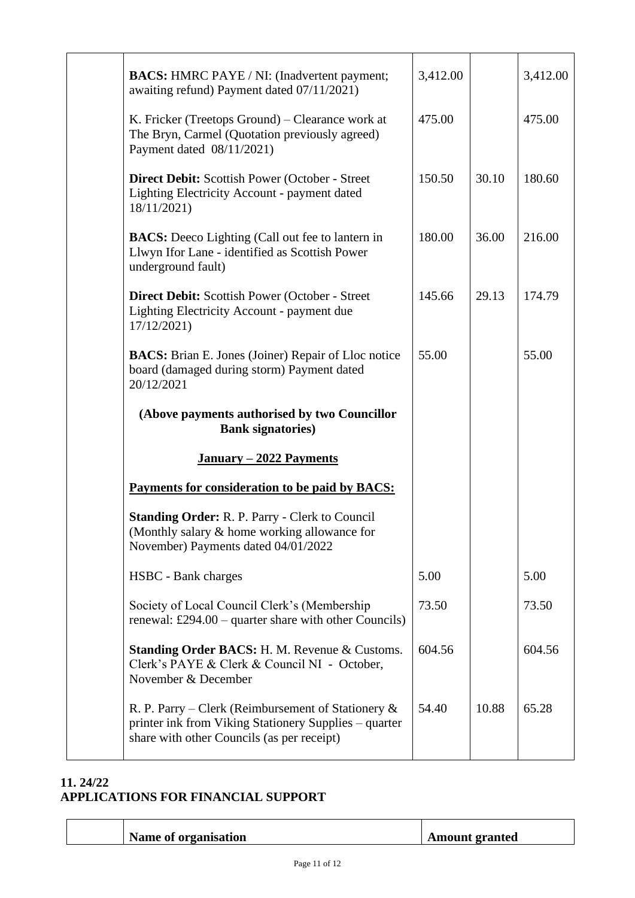| | | | | |
|---|---|---|---|---|
| | **BACS:** HMRC PAYE / NI: (Inadvertent payment; awaiting refund) Payment dated 07/11/2021) | 3,412.00 | | 3,412.00 |
| | K. Fricker (Treetops Ground) – Clearance work at The Bryn, Carmel (Quotation previously agreed) Payment dated 08/11/2021) | 475.00 | | 475.00 |
| | **Direct Debit:** Scottish Power (October - Street Lighting Electricity Account - payment dated 18/11/2021) | 150.50 | 30.10 | 180.60 |
| | **BACS:** Deeco Lighting (Call out fee to lantern in Llwyn Ifor Lane - identified as Scottish Power underground fault) | 180.00 | 36.00 | 216.00 |
| | **Direct Debit:** Scottish Power (October - Street Lighting Electricity Account - payment due 17/12/2021) | 145.66 | 29.13 | 174.79 |
| | **BACS:** Brian E. Jones (Joiner) Repair of Lloc notice board (damaged during storm) Payment dated 20/12/2021 | 55.00 | | 55.00 |
| | **(Above payments authorised by two Councillor Bank signatories)** | | | |
| | **January – 2022 Payments** | | | |
| | **Payments for consideration to be paid by BACS:** | | | |
| | **Standing Order:** R. P. Parry - Clerk to Council (Monthly salary & home working allowance for November) Payments dated 04/01/2022 | | | |
| | HSBC - Bank charges | 5.00 | | 5.00 |
| | Society of Local Council Clerk's (Membership renewal: £294.00 – quarter share with other Councils) | 73.50 | | 73.50 |
| | **Standing Order BACS:** H. M. Revenue & Customs. Clerk's PAYE & Clerk & Council NI - October, November & December | 604.56 | | 604.56 |
| | R. P. Parry – Clerk (Reimbursement of Stationery & printer ink from Viking Stationery Supplies – quarter share with other Councils (as per receipt) | 54.40 | 10.88 | 65.28 |

**11. 24/22**
**APPLICATIONS FOR FINANCIAL SUPPORT**

| | Name of organisation | Amount granted |
|---|---|---|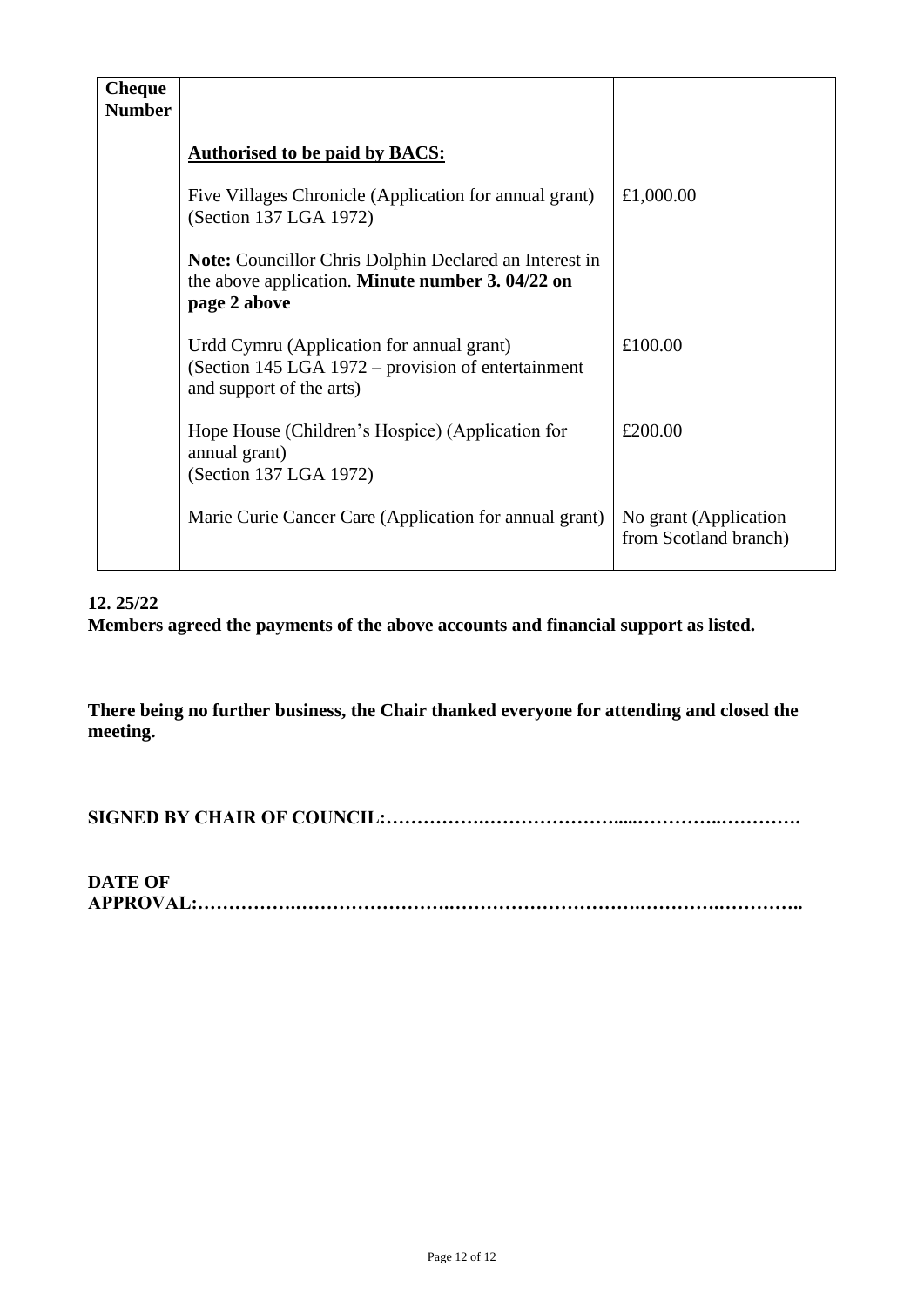| Cheque Number | | |
|---|---|---|
| | **Authorised to be paid by BACS:** | |
| | Five Villages Chronicle (Application for annual grant) (Section 137 LGA 1972) | £1,000.00 |
| | **Note:** Councillor Chris Dolphin Declared an Interest in the above application. **Minute number 3. 04/22 on page 2 above** | |
| | Urdd Cymru (Application for annual grant) (Section 145 LGA 1972 – provision of entertainment and support of the arts) | £100.00 |
| | Hope House (Children's Hospice) (Application for annual grant) (Section 137 LGA 1972) | £200.00 |
| | Marie Curie Cancer Care (Application for annual grant) | No grant (Application from Scotland branch) |

**12. 25/22**
**Members agreed the payments of the above accounts and financial support as listed.**

**There being no further business, the Chair thanked everyone for attending and closed the meeting.**

**SIGNED BY CHAIR OF COUNCIL:……………………………………………………………….**

**DATE OF APPROVAL:……………………………………………………………………………………..**